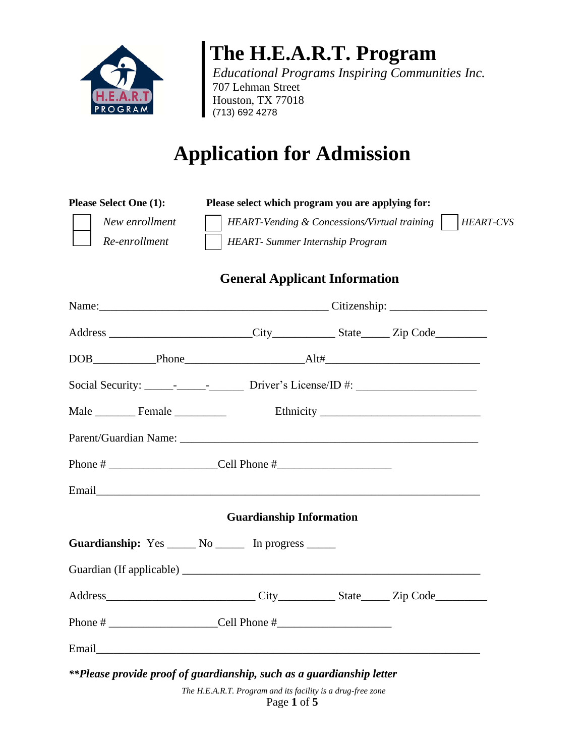# The H.E.A.R.T. Program

*Educational Programs Inspiring Communities Inc.*
707 Lehman Street
Houston, TX 77018
(713) 692 4278

# Application for Admission

**Please Select One (1):**

☐ *New enrollment*
☐ *Re-enrollment*

**Please select which program you are applying for:**

☐ *HEART-Vending & Concessions/Virtual training* ☐ *HEART-CVS*
☐ *HEART- Summer Internship Program*

## General Applicant Information

Name:________________________________________ Citizenship: _________________

Address ________________________City___________ State_____ Zip Code_________

DOB__________Phone____________________Alt#__________________________

Social Security: _____-_____-______ Driver's License/ID #: _____________________

Male _______ Female _________ Ethnicity ____________________________

Parent/Guardian Name: _____________________________________________________

Phone # __________________Cell Phone #___________________

Email____________________________________________________________

## Guardianship Information

**Guardianship:** Yes _____ No _____ In progress _____

Guardian (If applicable) ____________________________________________________

Address_________________________ City__________ State_____ Zip Code_________

Phone # __________________Cell Phone #___________________

Email____________________________________________________________

***\*\*Please provide proof of guardianship, such as a guardianship letter***

*The H.E.A.R.T. Program and its facility is a drug-free zone*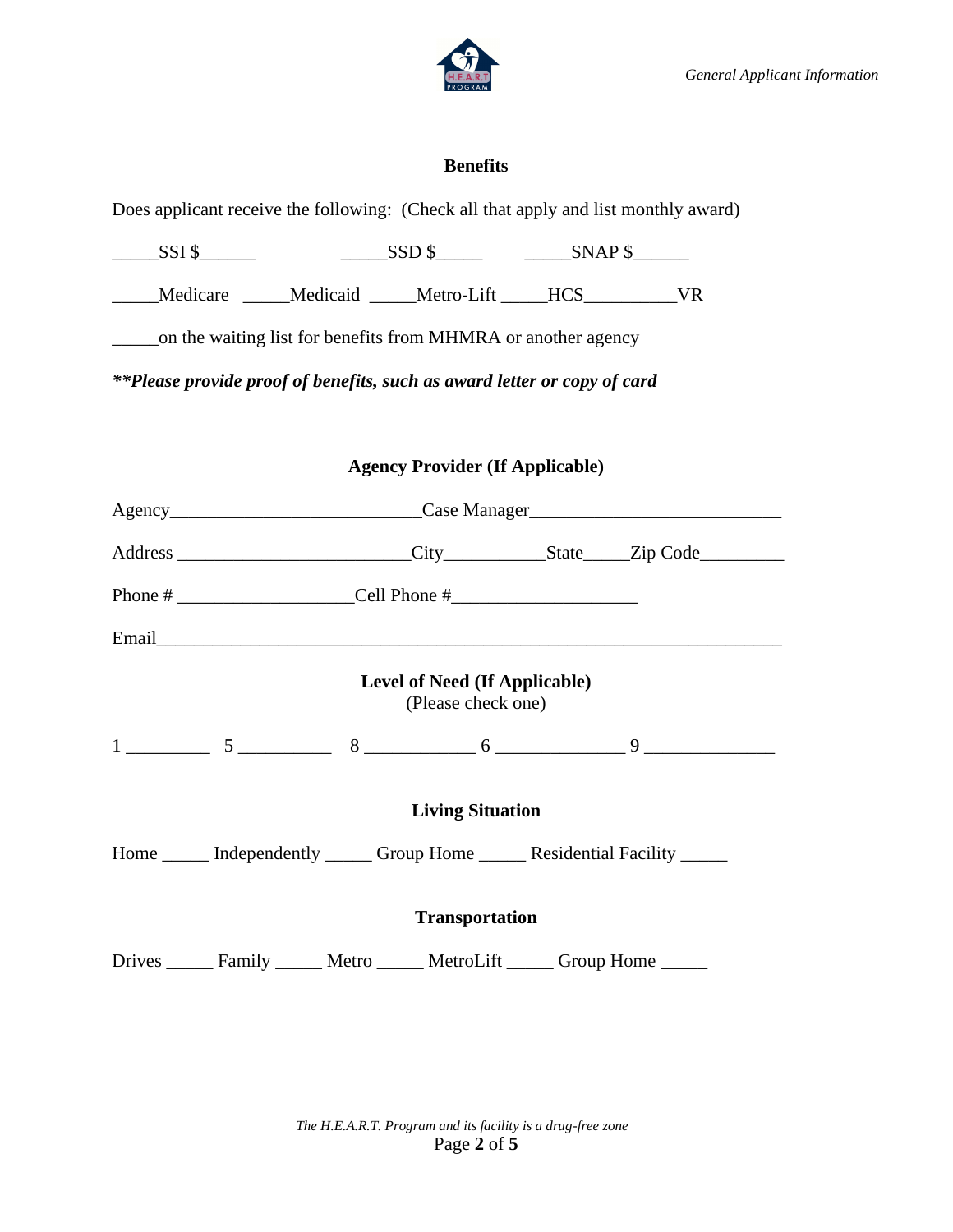## Benefits

Does applicant receive the following: (Check all that apply and list monthly award)

_____SSI $______ _____SSD $_____ _____SNAP $______

_____Medicare _____Medicaid _____Metro-Lift _____HCS__________VR

_____on the waiting list for benefits from MHMRA or another agency

***\*\*Please provide proof of benefits, such as award letter or copy of card***

## Agency Provider (If Applicable)

Agency___________________________Case Manager___________________________

Address ________________________City__________State_____Zip Code_________

Phone # __________________Cell Phone #___________________

Email_________________________________________________________________

## Level of Need (If Applicable)

(Please check one)

1 _________ 5 __________ 8 ___________ 6 _____________ 9 _____________

## Living Situation

Home _____ Independently _____ Group Home _____ Residential Facility _____

## Transportation

Drives _____ Family _____ Metro _____ MetroLift _____ Group Home _____

*The H.E.A.R.T. Program and its facility is a drug-free zone*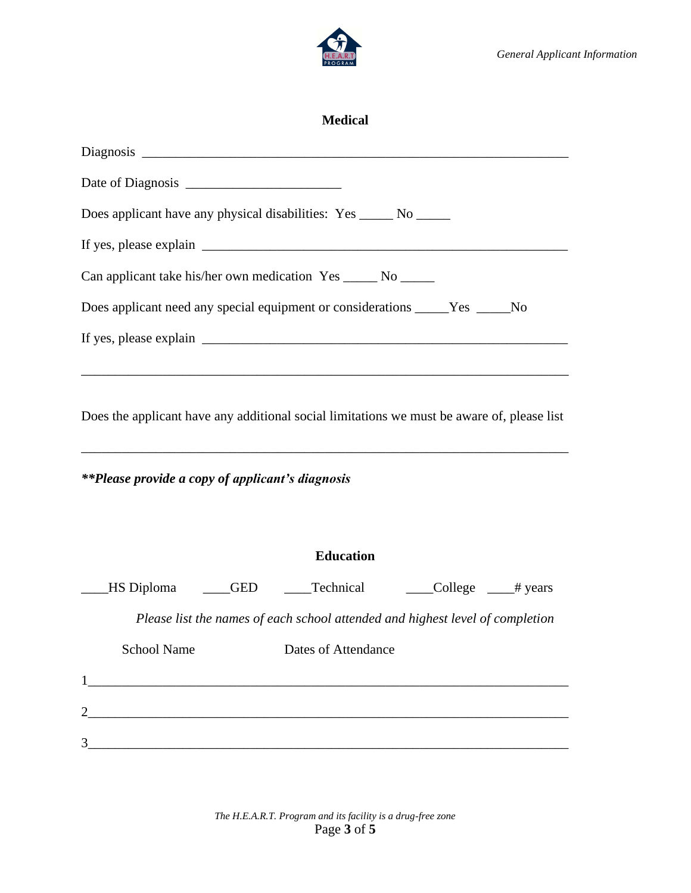## Medical

Diagnosis _______________________________________________________________

Date of Diagnosis _______________________

Does applicant have any physical disabilities: Yes _____ No _____

If yes, please explain ________________________________________________________

Can applicant take his/her own medication Yes _____ No _____

Does applicant need any special equipment or considerations _____Yes _____No

If yes, please explain ________________________________________________________

_________________________________________________________________________

Does the applicant have any additional social limitations we must be aware of, please list

_________________________________________________________________________

***\*\*Please provide a copy of applicant's diagnosis***

## Education

____HS Diploma ____GED ____Technical ____College ____# years

*Please list the names of each school attended and highest level of completion*

School Name Dates of Attendance

1_________________________________________________________________________

2_________________________________________________________________________

3_________________________________________________________________________

*The H.E.A.R.T. Program and its facility is a drug-free zone*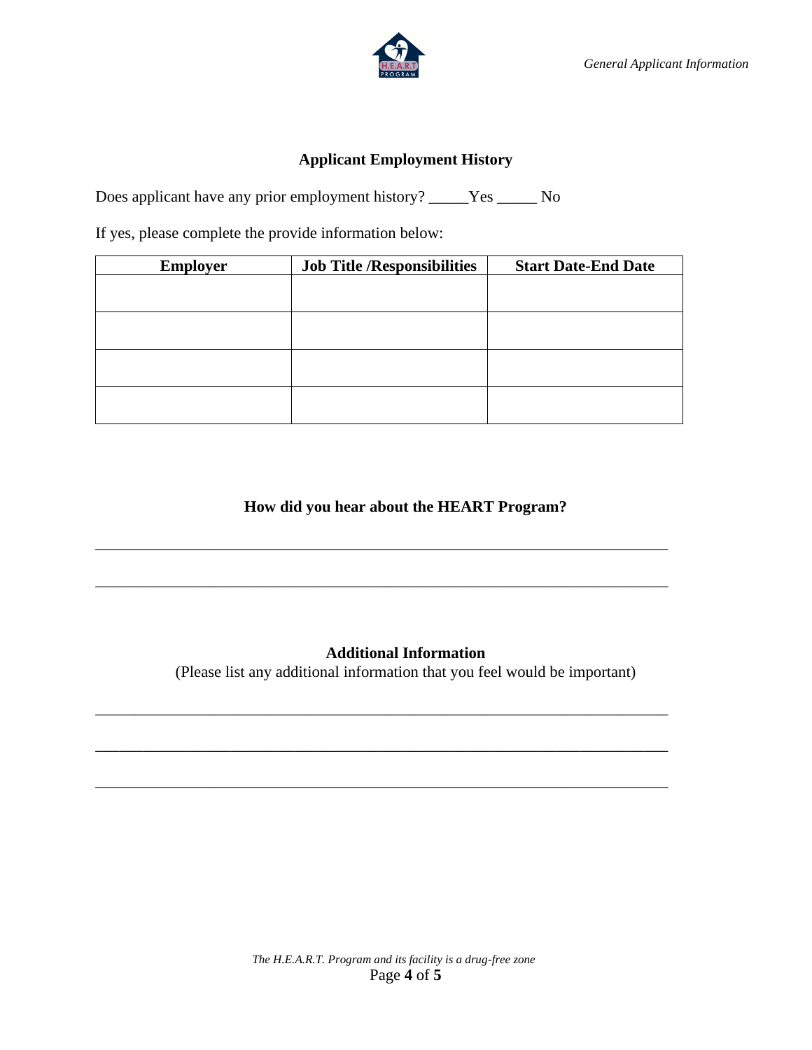## Applicant Employment History

Does applicant have any prior employment history? _____Yes _____ No

If yes, please complete the provide information below:

| Employer | Job Title /Responsibilities | Start Date-End Date |
|---|---|---|
| | | |
| | | |
| | | |
| | | |

## How did you hear about the HEART Program?

___________________________________________________________________________

___________________________________________________________________________

## Additional Information

(Please list any additional information that you feel would be important)

___________________________________________________________________________

___________________________________________________________________________

___________________________________________________________________________

*The H.E.A.R.T. Program and its facility is a drug-free zone*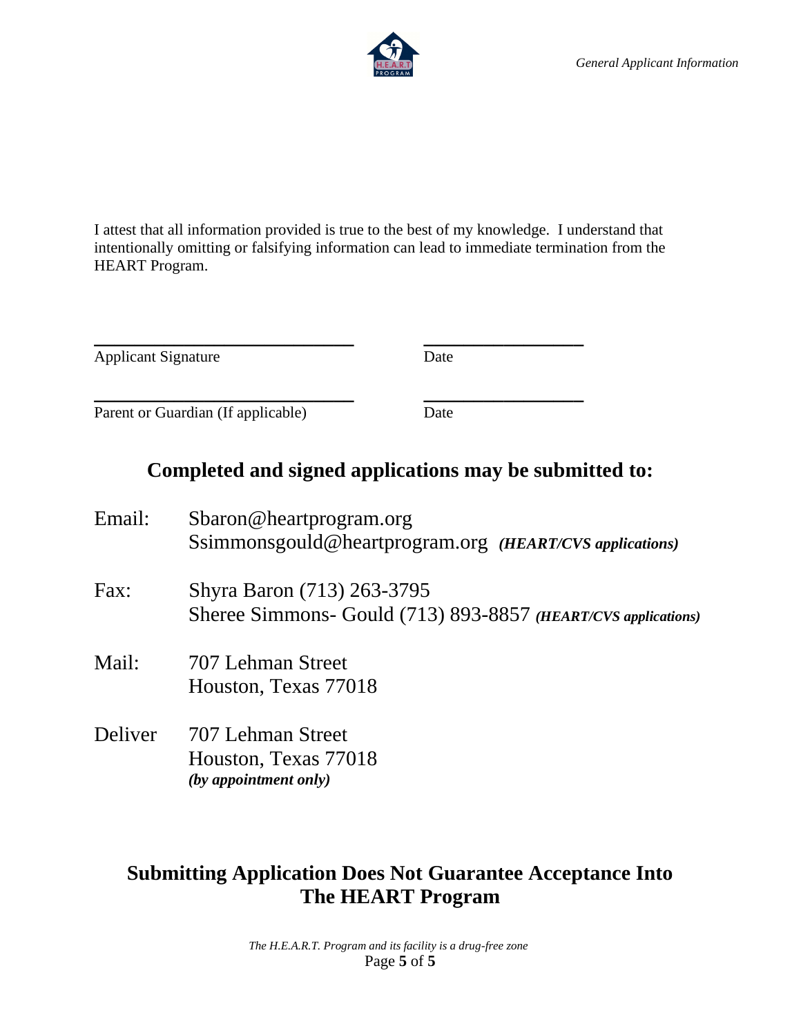I attest that all information provided is true to the best of my knowledge. I understand that intentionally omitting or falsifying information can lead to immediate termination from the HEART Program.

\_\_\_\_\_\_\_\_\_\_\_\_\_\_\_\_\_\_\_\_\_\_\_\_\_\_\_\_\_\_ \_\_\_\_\_\_\_\_\_\_\_\_\_\_\_\_\_\_\_

Applicant Signature Date

\_\_\_\_\_\_\_\_\_\_\_\_\_\_\_\_\_\_\_\_\_\_\_\_\_\_\_\_\_\_ \_\_\_\_\_\_\_\_\_\_\_\_\_\_\_\_\_\_\_

Parent or Guardian (If applicable) Date

## Completed and signed applications may be submitted to:

Email: Sbaron@heartprogram.org
Ssimmonsgould@heartprogram.org ***(HEART/CVS applications)***

Fax: Shyra Baron (713) 263-3795
Sheree Simmons- Gould (713) 893-8857 ***(HEART/CVS applications)***

Mail: 707 Lehman Street
Houston, Texas 77018

Deliver 707 Lehman Street
Houston, Texas 77018
***(by appointment only)***

## Submitting Application Does Not Guarantee Acceptance Into The HEART Program

*The H.E.A.R.T. Program and its facility is a drug-free zone*